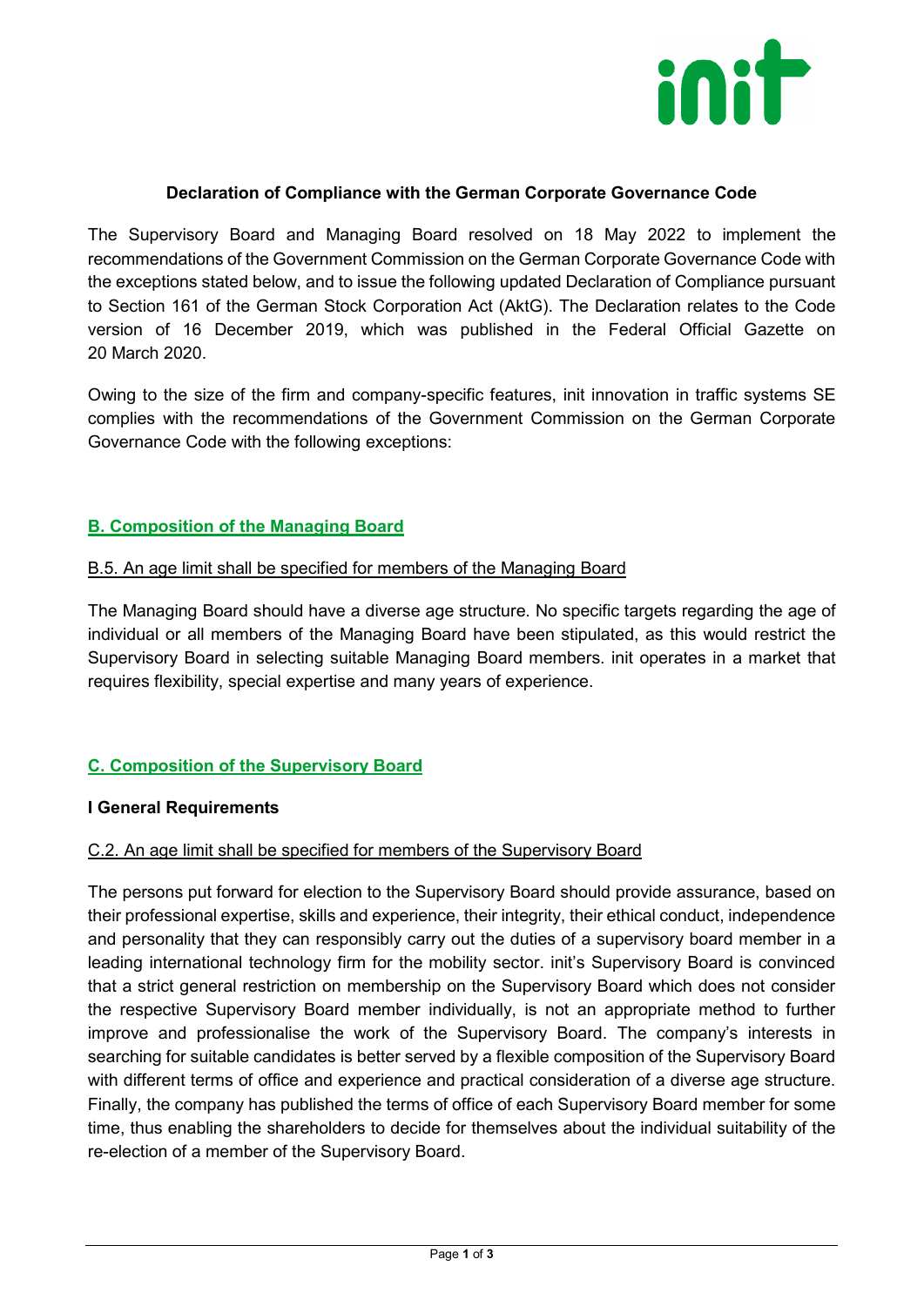# Declaration of Compliance with the German Corporate Governance Code

The Supervisory Board and Managing Board resolved on 18 May 2022 to implement the recommendations of the Government Commission on the German Corporate Governance Code with the exceptions stated below, and to issue the following updated Declaration of Compliance pursuant to Section 161 of the German Stock Corporation Act (AktG). The Declaration relates to the Code version of 16 December 2019, which was published in the Federal Official Gazette on 20 March 2020.

Owing to the size of the firm and company-specific features, init innovation in traffic systems SE complies with the recommendations of the Government Commission on the German Corporate Governance Code with the following exceptions:

## B. Composition of the Managing Board

### B.5. An age limit shall be specified for members of the Managing Board

The Managing Board should have a diverse age structure. No specific targets regarding the age of individual or all members of the Managing Board have been stipulated, as this would restrict the Supervisory Board in selecting suitable Managing Board members. init operates in a market that requires flexibility, special expertise and many years of experience.

## C. Composition of the Supervisory Board

**I General Requirements**

### C.2. An age limit shall be specified for members of the Supervisory Board

The persons put forward for election to the Supervisory Board should provide assurance, based on their professional expertise, skills and experience, their integrity, their ethical conduct, independence and personality that they can responsibly carry out the duties of a supervisory board member in a leading international technology firm for the mobility sector. init's Supervisory Board is convinced that a strict general restriction on membership on the Supervisory Board which does not consider the respective Supervisory Board member individually, is not an appropriate method to further improve and professionalise the work of the Supervisory Board. The company's interests in searching for suitable candidates is better served by a flexible composition of the Supervisory Board with different terms of office and experience and practical consideration of a diverse age structure. Finally, the company has published the terms of office of each Supervisory Board member for some time, thus enabling the shareholders to decide for themselves about the individual suitability of the re-election of a member of the Supervisory Board.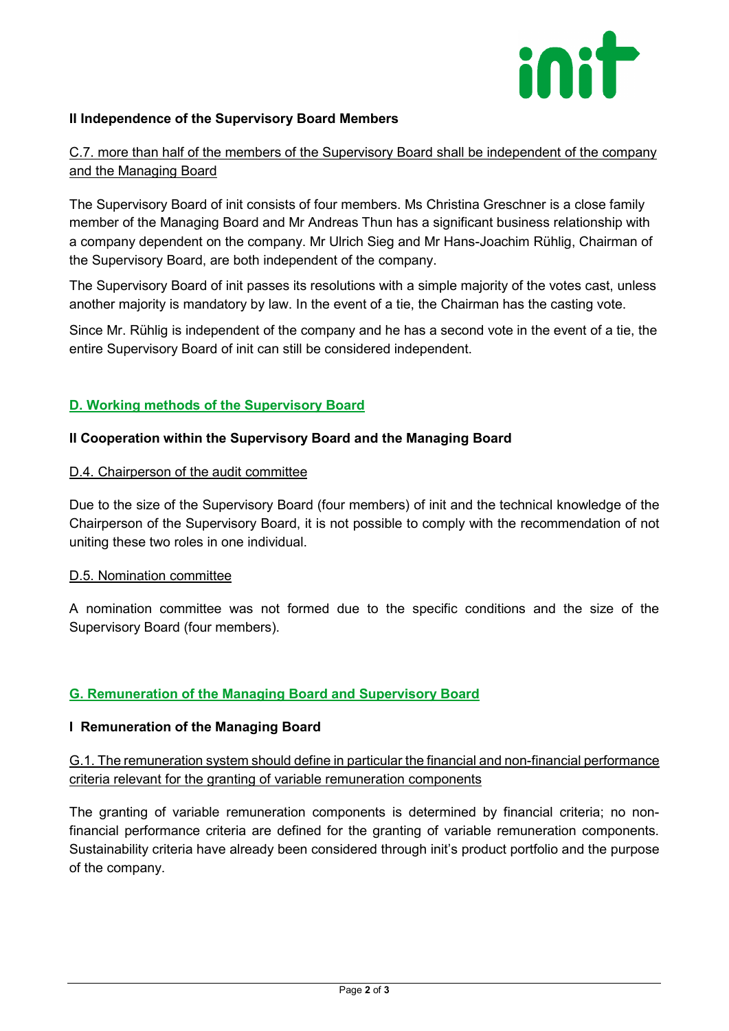### II Independence of the Supervisory Board Members

C.7. more than half of the members of the Supervisory Board shall be independent of the company and the Managing Board

The Supervisory Board of init consists of four members. Ms Christina Greschner is a close family member of the Managing Board and Mr Andreas Thun has a significant business relationship with a company dependent on the company. Mr Ulrich Sieg and Mr Hans-Joachim Rühlig, Chairman of the Supervisory Board, are both independent of the company.

The Supervisory Board of init passes its resolutions with a simple majority of the votes cast, unless another majority is mandatory by law. In the event of a tie, the Chairman has the casting vote.

Since Mr. Rühlig is independent of the company and he has a second vote in the event of a tie, the entire Supervisory Board of init can still be considered independent.

## D. Working methods of the Supervisory Board

### II Cooperation within the Supervisory Board and the Managing Board

D.4. Chairperson of the audit committee

Due to the size of the Supervisory Board (four members) of init and the technical knowledge of the Chairperson of the Supervisory Board, it is not possible to comply with the recommendation of not uniting these two roles in one individual.

D.5. Nomination committee

A nomination committee was not formed due to the specific conditions and the size of the Supervisory Board (four members).

## G. Remuneration of the Managing Board and Supervisory Board

### I Remuneration of the Managing Board

G.1. The remuneration system should define in particular the financial and non-financial performance criteria relevant for the granting of variable remuneration components

The granting of variable remuneration components is determined by financial criteria; no non-financial performance criteria are defined for the granting of variable remuneration components. Sustainability criteria have already been considered through init's product portfolio and the purpose of the company.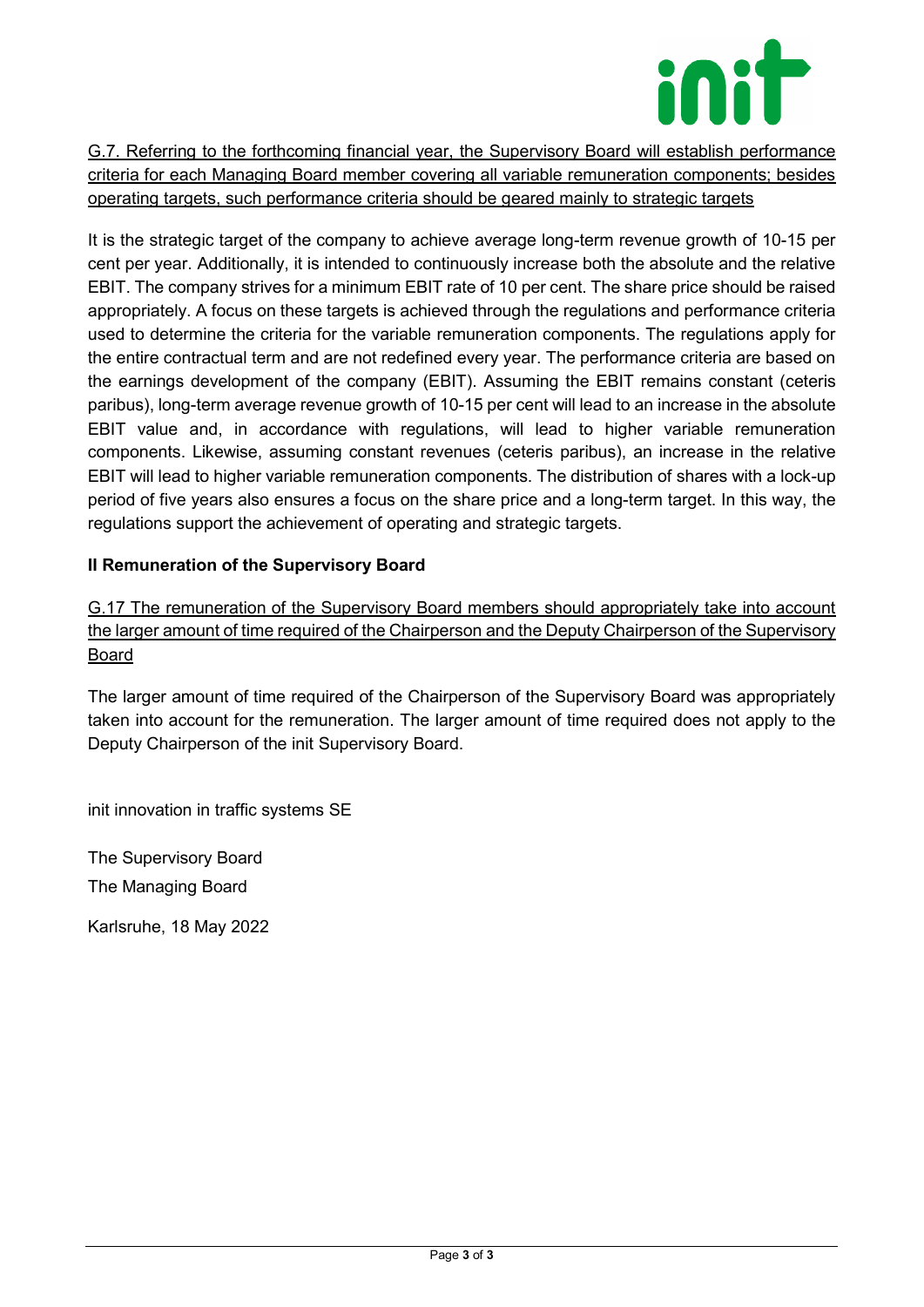G.7. Referring to the forthcoming financial year, the Supervisory Board will establish performance criteria for each Managing Board member covering all variable remuneration components; besides operating targets, such performance criteria should be geared mainly to strategic targets

It is the strategic target of the company to achieve average long-term revenue growth of 10-15 per cent per year. Additionally, it is intended to continuously increase both the absolute and the relative EBIT. The company strives for a minimum EBIT rate of 10 per cent. The share price should be raised appropriately. A focus on these targets is achieved through the regulations and performance criteria used to determine the criteria for the variable remuneration components. The regulations apply for the entire contractual term and are not redefined every year. The performance criteria are based on the earnings development of the company (EBIT). Assuming the EBIT remains constant (ceteris paribus), long-term average revenue growth of 10-15 per cent will lead to an increase in the absolute EBIT value and, in accordance with regulations, will lead to higher variable remuneration components. Likewise, assuming constant revenues (ceteris paribus), an increase in the relative EBIT will lead to higher variable remuneration components. The distribution of shares with a lock-up period of five years also ensures a focus on the share price and a long-term target. In this way, the regulations support the achievement of operating and strategic targets.

**II Remuneration of the Supervisory Board**

G.17 The remuneration of the Supervisory Board members should appropriately take into account the larger amount of time required of the Chairperson and the Deputy Chairperson of the Supervisory Board

The larger amount of time required of the Chairperson of the Supervisory Board was appropriately taken into account for the remuneration. The larger amount of time required does not apply to the Deputy Chairperson of the init Supervisory Board.

init innovation in traffic systems SE

The Supervisory Board
The Managing Board

Karlsruhe, 18 May 2022